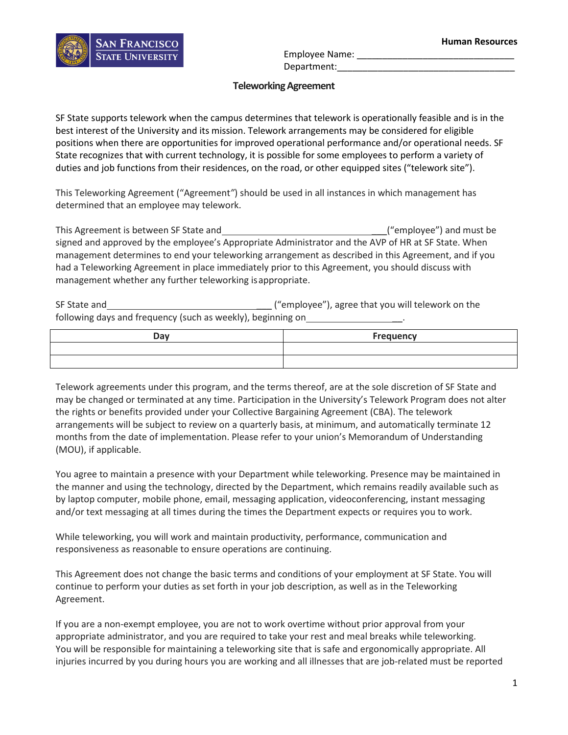**Human Resources**

Employee Name: ______________________________

Department:__________________________________

# Teleworking Agreement

SF State supports telework when the campus determines that telework is operationally feasible and is in the best interest of the University and its mission. Telework arrangements may be considered for eligible positions when there are opportunities for improved operational performance and/or operational needs. SF State recognizes that with current technology, it is possible for some employees to perform a variety of duties and job functions from their residences, on the road, or other equipped sites ("telework site").

This Teleworking Agreement ("Agreement") should be used in all instances in which management has determined that an employee may telework.

This Agreement is between SF State and ________________________________("employee") and must be signed and approved by the employee's Appropriate Administrator and the AVP of HR at SF State. When management determines to end your teleworking arrangement as described in this Agreement, and if you had a Teleworking Agreement in place immediately prior to this Agreement, you should discuss with management whether any further teleworking is appropriate.

SF State and ________________________________ ("employee"), agree that you will telework on the following days and frequency (such as weekly), beginning on____________________.

| Day | Frequency |
|---|---|
| | |
| | |

Telework agreements under this program, and the terms thereof, are at the sole discretion of SF State and may be changed or terminated at any time. Participation in the University's Telework Program does not alter the rights or benefits provided under your Collective Bargaining Agreement (CBA). The telework arrangements will be subject to review on a quarterly basis, at minimum, and automatically terminate 12 months from the date of implementation. Please refer to your union's Memorandum of Understanding (MOU), if applicable.

You agree to maintain a presence with your Department while teleworking. Presence may be maintained in the manner and using the technology, directed by the Department, which remains readily available such as by laptop computer, mobile phone, email, messaging application, videoconferencing, instant messaging and/or text messaging at all times during the times the Department expects or requires you to work.

While teleworking, you will work and maintain productivity, performance, communication and responsiveness as reasonable to ensure operations are continuing.

This Agreement does not change the basic terms and conditions of your employment at SF State. You will continue to perform your duties as set forth in your job description, as well as in the Teleworking Agreement.

If you are a non-exempt employee, you are not to work overtime without prior approval from your appropriate administrator, and you are required to take your rest and meal breaks while teleworking. You will be responsible for maintaining a teleworking site that is safe and ergonomically appropriate. All injuries incurred by you during hours you are working and all illnesses that are job-related must be reported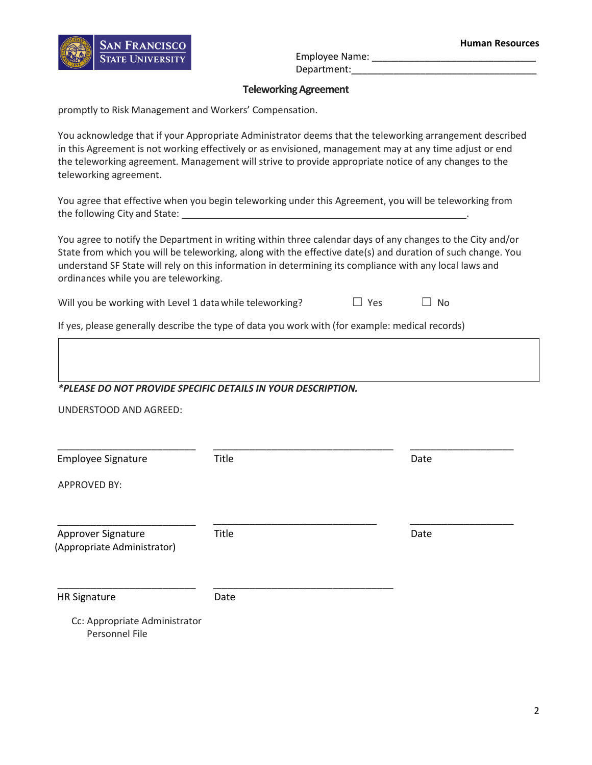Human Resources

Employee Name: ______________________________
Department:__________________________________

**Teleworking Agreement**

promptly to Risk Management and Workers' Compensation.

You acknowledge that if your Appropriate Administrator deems that the teleworking arrangement described in this Agreement is not working effectively or as envisioned, management may at any time adjust or end the teleworking agreement. Management will strive to provide appropriate notice of any changes to the teleworking agreement.

You agree that effective when you begin teleworking under this Agreement, you will be teleworking from the following City and State: ____________________________________________________.

You agree to notify the Department in writing within three calendar days of any changes to the City and/or State from which you will be teleworking, along with the effective date(s) and duration of such change. You understand SF State will rely on this information in determining its compliance with any local laws and ordinances while you are teleworking.

Will you be working with Level 1 data while teleworking? ☐ Yes ☐ No

If yes, please generally describe the type of data you work with (for example: medical records)

| |
|---|
| |

***PLEASE DO NOT PROVIDE SPECIFIC DETAILS IN YOUR DESCRIPTION.**

UNDERSTOOD AND AGREED:

| | | |
|---|---|---|
| _________________________ | _________________________________ | ___________________ |
| Employee Signature | Title | Date |

APPROVED BY:

| | | |
|---|---|---|
| _________________________ | _____________________________ | ___________________ |
| Approver Signature (Appropriate Administrator) | Title | Date |

| | |
|---|---|
| _________________________ | _________________________________ |
| HR Signature | Date |

Cc: Appropriate Administrator
Personnel File